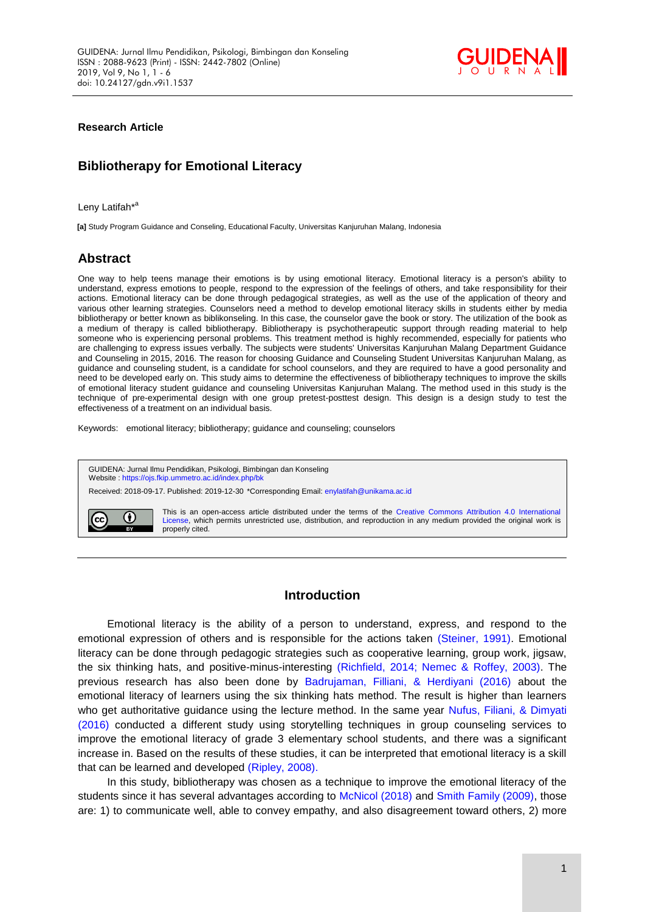**Research Article**

# Bibliotherapy for Emotional Literacy

Leny Latifah*[a]

**[a]** Study Program Guidance and Conseling, Educational Faculty, Universitas Kanjuruhan Malang, Indonesia

## Abstract

One way to help teens manage their emotions is by using emotional literacy. Emotional literacy is a person's ability to understand, express emotions to people, respond to the expression of the feelings of others, and take responsibility for their actions. Emotional literacy can be done through pedagogical strategies, as well as the use of the application of theory and various other learning strategies. Counselors need a method to develop emotional literacy skills in students either by media bibliotherapy or better known as biblikonseling. In this case, the counselor gave the book or story. The utilization of the book as a medium of therapy is called bibliotherapy. Bibliotherapy is psychotherapeutic support through reading material to help someone who is experiencing personal problems. This treatment method is highly recommended, especially for patients who are challenging to express issues verbally. The subjects were students' Universitas Kanjuruhan Malang Department Guidance and Counseling in 2015, 2016. The reason for choosing Guidance and Counseling Student Universitas Kanjuruhan Malang, as guidance and counseling student, is a candidate for school counselors, and they are required to have a good personality and need to be developed early on. This study aims to determine the effectiveness of bibliotherapy techniques to improve the skills of emotional literacy student guidance and counseling Universitas Kanjuruhan Malang. The method used in this study is the technique of pre-experimental design with one group pretest-posttest design. This design is a design study to test the effectiveness of a treatment on an individual basis.

Keywords: emotional literacy; bibliotherapy; guidance and counseling; counselors

GUIDENA: Jurnal Ilmu Pendidikan, Psikologi, Bimbingan dan Konseling
Website : https://ojs.fkip.ummetro.ac.id/index.php/bk
Received: 2018-09-17. Published: 2019-12-30 *Corresponding Email: enylatifah@unikama.ac.id

This is an open-access article distributed under the terms of the Creative Commons Attribution 4.0 International License, which permits unrestricted use, distribution, and reproduction in any medium provided the original work is properly cited.

## Introduction

Emotional literacy is the ability of a person to understand, express, and respond to the emotional expression of others and is responsible for the actions taken (Steiner, 1991). Emotional literacy can be done through pedagogic strategies such as cooperative learning, group work, jigsaw, the six thinking hats, and positive-minus-interesting (Richfield, 2014; Nemec & Roffey, 2003). The previous research has also been done by Badrujaman, Filliani, & Herdiyani (2016) about the emotional literacy of learners using the six thinking hats method. The result is higher than learners who get authoritative guidance using the lecture method. In the same year Nufus, Filiani, & Dimyati (2016) conducted a different study using storytelling techniques in group counseling services to improve the emotional literacy of grade 3 elementary school students, and there was a significant increase in. Based on the results of these studies, it can be interpreted that emotional literacy is a skill that can be learned and developed (Ripley, 2008).

In this study, bibliotherapy was chosen as a technique to improve the emotional literacy of the students since it has several advantages according to McNicol (2018) and Smith Family (2009), those are: 1) to communicate well, able to convey empathy, and also disagreement toward others, 2) more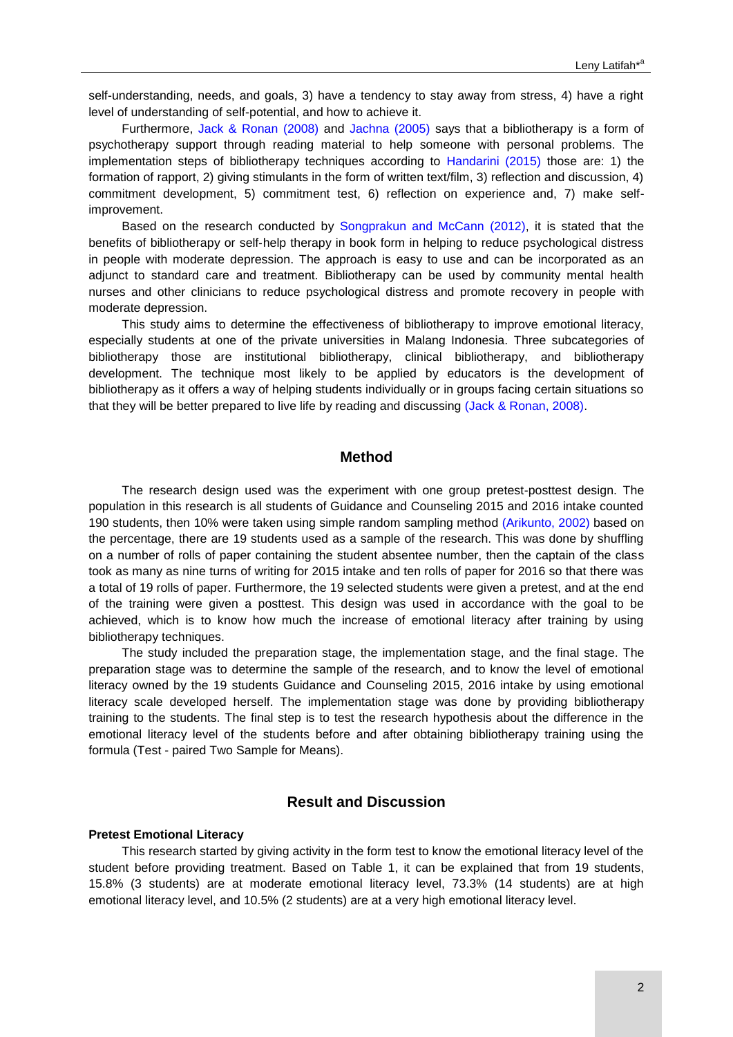self-understanding, needs, and goals, 3) have a tendency to stay away from stress, 4) have a right level of understanding of self-potential, and how to achieve it.

Furthermore, Jack & Ronan (2008) and Jachna (2005) says that a bibliotherapy is a form of psychotherapy support through reading material to help someone with personal problems. The implementation steps of bibliotherapy techniques according to Handarini (2015) those are: 1) the formation of rapport, 2) giving stimulants in the form of written text/film, 3) reflection and discussion, 4) commitment development, 5) commitment test, 6) reflection on experience and, 7) make self-improvement.

Based on the research conducted by Songprakun and McCann (2012), it is stated that the benefits of bibliotherapy or self-help therapy in book form in helping to reduce psychological distress in people with moderate depression. The approach is easy to use and can be incorporated as an adjunct to standard care and treatment. Bibliotherapy can be used by community mental health nurses and other clinicians to reduce psychological distress and promote recovery in people with moderate depression.

This study aims to determine the effectiveness of bibliotherapy to improve emotional literacy, especially students at one of the private universities in Malang Indonesia. Three subcategories of bibliotherapy those are institutional bibliotherapy, clinical bibliotherapy, and bibliotherapy development. The technique most likely to be applied by educators is the development of bibliotherapy as it offers a way of helping students individually or in groups facing certain situations so that they will be better prepared to live life by reading and discussing (Jack & Ronan, 2008).

## Method

The research design used was the experiment with one group pretest-posttest design. The population in this research is all students of Guidance and Counseling 2015 and 2016 intake counted 190 students, then 10% were taken using simple random sampling method (Arikunto, 2002) based on the percentage, there are 19 students used as a sample of the research. This was done by shuffling on a number of rolls of paper containing the student absentee number, then the captain of the class took as many as nine turns of writing for 2015 intake and ten rolls of paper for 2016 so that there was a total of 19 rolls of paper. Furthermore, the 19 selected students were given a pretest, and at the end of the training were given a posttest. This design was used in accordance with the goal to be achieved, which is to know how much the increase of emotional literacy after training by using bibliotherapy techniques.

The study included the preparation stage, the implementation stage, and the final stage. The preparation stage was to determine the sample of the research, and to know the level of emotional literacy owned by the 19 students Guidance and Counseling 2015, 2016 intake by using emotional literacy scale developed herself. The implementation stage was done by providing bibliotherapy training to the students. The final step is to test the research hypothesis about the difference in the emotional literacy level of the students before and after obtaining bibliotherapy training using the formula (Test - paired Two Sample for Means).

## Result and Discussion

### Pretest Emotional Literacy

This research started by giving activity in the form test to know the emotional literacy level of the student before providing treatment. Based on Table 1, it can be explained that from 19 students, 15.8% (3 students) are at moderate emotional literacy level, 73.3% (14 students) are at high emotional literacy level, and 10.5% (2 students) are at a very high emotional literacy level.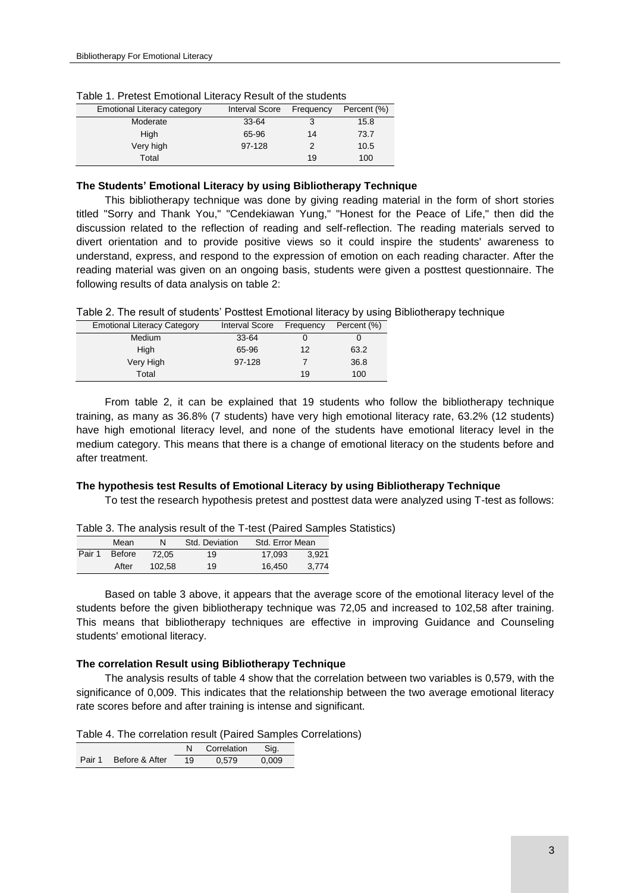Table 1. Pretest Emotional Literacy Result of the students

| Emotional Literacy category | Interval Score | Frequency | Percent (%) |
|---|---|---|---|
| Moderate | 33-64 | 3 | 15.8 |
| High | 65-96 | 14 | 73.7 |
| Very high | 97-128 | 2 | 10.5 |
| Total | | 19 | 100 |

**The Students' Emotional Literacy by using Bibliotherapy Technique**

This bibliotherapy technique was done by giving reading material in the form of short stories titled "Sorry and Thank You," "Cendekiawan Yung," "Honest for the Peace of Life," then did the discussion related to the reflection of reading and self-reflection. The reading materials served to divert orientation and to provide positive views so it could inspire the students' awareness to understand, express, and respond to the expression of emotion on each reading character. After the reading material was given on an ongoing basis, students were given a posttest questionnaire. The following results of data analysis on table 2:

Table 2. The result of students' Posttest Emotional literacy by using Bibliotherapy technique

| Emotional Literacy Category | Interval Score | Frequency | Percent (%) |
|---|---|---|---|
| Medium | 33-64 | 0 | 0 |
| High | 65-96 | 12 | 63.2 |
| Very High | 97-128 | 7 | 36.8 |
| Total | | 19 | 100 |

From table 2, it can be explained that 19 students who follow the bibliotherapy technique training, as many as 36.8% (7 students) have very high emotional literacy rate, 63.2% (12 students) have high emotional literacy level, and none of the students have emotional literacy level in the medium category. This means that there is a change of emotional literacy on the students before and after treatment.

**The hypothesis test Results of Emotional Literacy by using Bibliotherapy Technique**

To test the research hypothesis pretest and posttest data were analyzed using T-test as follows:

Table 3. The analysis result of the T-test (Paired Samples Statistics)

| | | Mean | N | Std. Deviation | Std. Error Mean |
|---|---|---|---|---|---|
| Pair 1 | Before | 72,05 | 19 | 17,093 | 3,921 |
| | After | 102,58 | 19 | 16,450 | 3,774 |

Based on table 3 above, it appears that the average score of the emotional literacy level of the students before the given bibliotherapy technique was 72,05 and increased to 102,58 after training. This means that bibliotherapy techniques are effective in improving Guidance and Counseling students' emotional literacy.

**The correlation Result using Bibliotherapy Technique**

The analysis results of table 4 show that the correlation between two variables is 0,579, with the significance of 0,009. This indicates that the relationship between the two average emotional literacy rate scores before and after training is intense and significant.

Table 4. The correlation result (Paired Samples Correlations)

| | | N | Correlation | Sig. |
|---|---|---|---|---|
| Pair 1 | Before & After | 19 | 0,579 | 0,009 |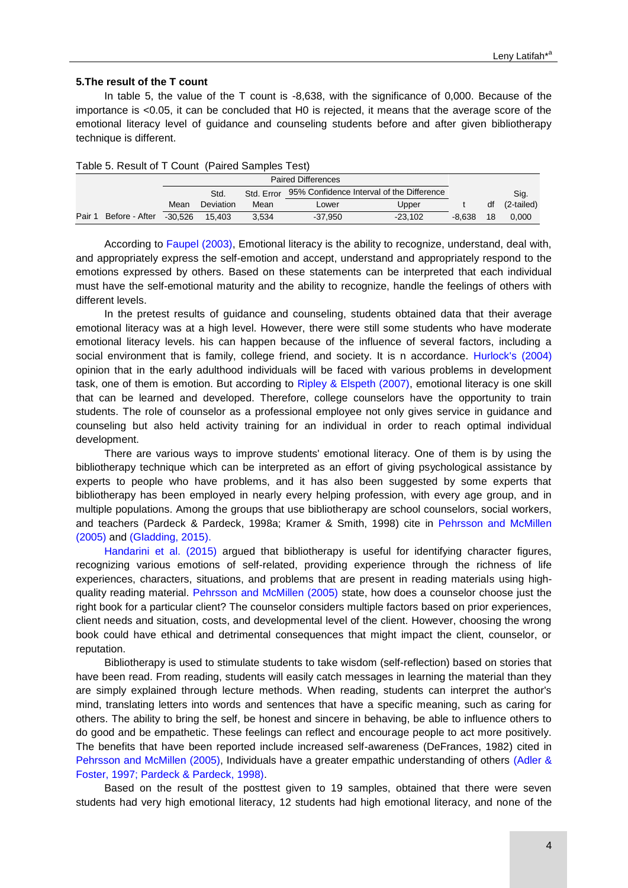### 5.The result of the T count

In table 5, the value of the T count is -8,638, with the significance of 0,000. Because of the importance is <0.05, it can be concluded that H0 is rejected, it means that the average score of the emotional literacy level of guidance and counseling students before and after given bibliotherapy technique is different.

Table 5. Result of T Count (Paired Samples Test)

| | | Paired Differences | | | | | t | df | Sig. (2-tailed) |
|---|---|---|---|---|---|---|---|---|---|
| | | Mean | Std. Deviation | Std. Error Mean | 95% Confidence Interval of the Difference | | | | |
| | | | | | Lower | Upper | | | |
| Pair 1 | Before - After | -30,526 | 15,403 | 3,534 | -37,950 | -23,102 | -8,638 | 18 | 0,000 |

According to Faupel (2003), Emotional literacy is the ability to recognize, understand, deal with, and appropriately express the self-emotion and accept, understand and appropriately respond to the emotions expressed by others. Based on these statements can be interpreted that each individual must have the self-emotional maturity and the ability to recognize, handle the feelings of others with different levels.

In the pretest results of guidance and counseling, students obtained data that their average emotional literacy was at a high level. However, there were still some students who have moderate emotional literacy levels. his can happen because of the influence of several factors, including a social environment that is family, college friend, and society. It is n accordance. Hurlock's (2004) opinion that in the early adulthood individuals will be faced with various problems in development task, one of them is emotion. But according to Ripley & Elspeth (2007), emotional literacy is one skill that can be learned and developed. Therefore, college counselors have the opportunity to train students. The role of counselor as a professional employee not only gives service in guidance and counseling but also held activity training for an individual in order to reach optimal individual development.

There are various ways to improve students' emotional literacy. One of them is by using the bibliotherapy technique which can be interpreted as an effort of giving psychological assistance by experts to people who have problems, and it has also been suggested by some experts that bibliotherapy has been employed in nearly every helping profession, with every age group, and in multiple populations. Among the groups that use bibliotherapy are school counselors, social workers, and teachers (Pardeck & Pardeck, 1998a; Kramer & Smith, 1998) cite in Pehrsson and McMillen (2005) and (Gladding, 2015).

Handarini et al. (2015) argued that bibliotherapy is useful for identifying character figures, recognizing various emotions of self-related, providing experience through the richness of life experiences, characters, situations, and problems that are present in reading materials using high-quality reading material. Pehrsson and McMillen (2005) state, how does a counselor choose just the right book for a particular client? The counselor considers multiple factors based on prior experiences, client needs and situation, costs, and developmental level of the client. However, choosing the wrong book could have ethical and detrimental consequences that might impact the client, counselor, or reputation.

Bibliotherapy is used to stimulate students to take wisdom (self-reflection) based on stories that have been read. From reading, students will easily catch messages in learning the material than they are simply explained through lecture methods. When reading, students can interpret the author's mind, translating letters into words and sentences that have a specific meaning, such as caring for others. The ability to bring the self, be honest and sincere in behaving, be able to influence others to do good and be empathetic. These feelings can reflect and encourage people to act more positively. The benefits that have been reported include increased self-awareness (DeFrances, 1982) cited in Pehrsson and McMillen (2005), Individuals have a greater empathic understanding of others (Adler & Foster, 1997; Pardeck & Pardeck, 1998).

Based on the result of the posttest given to 19 samples, obtained that there were seven students had very high emotional literacy, 12 students had high emotional literacy, and none of the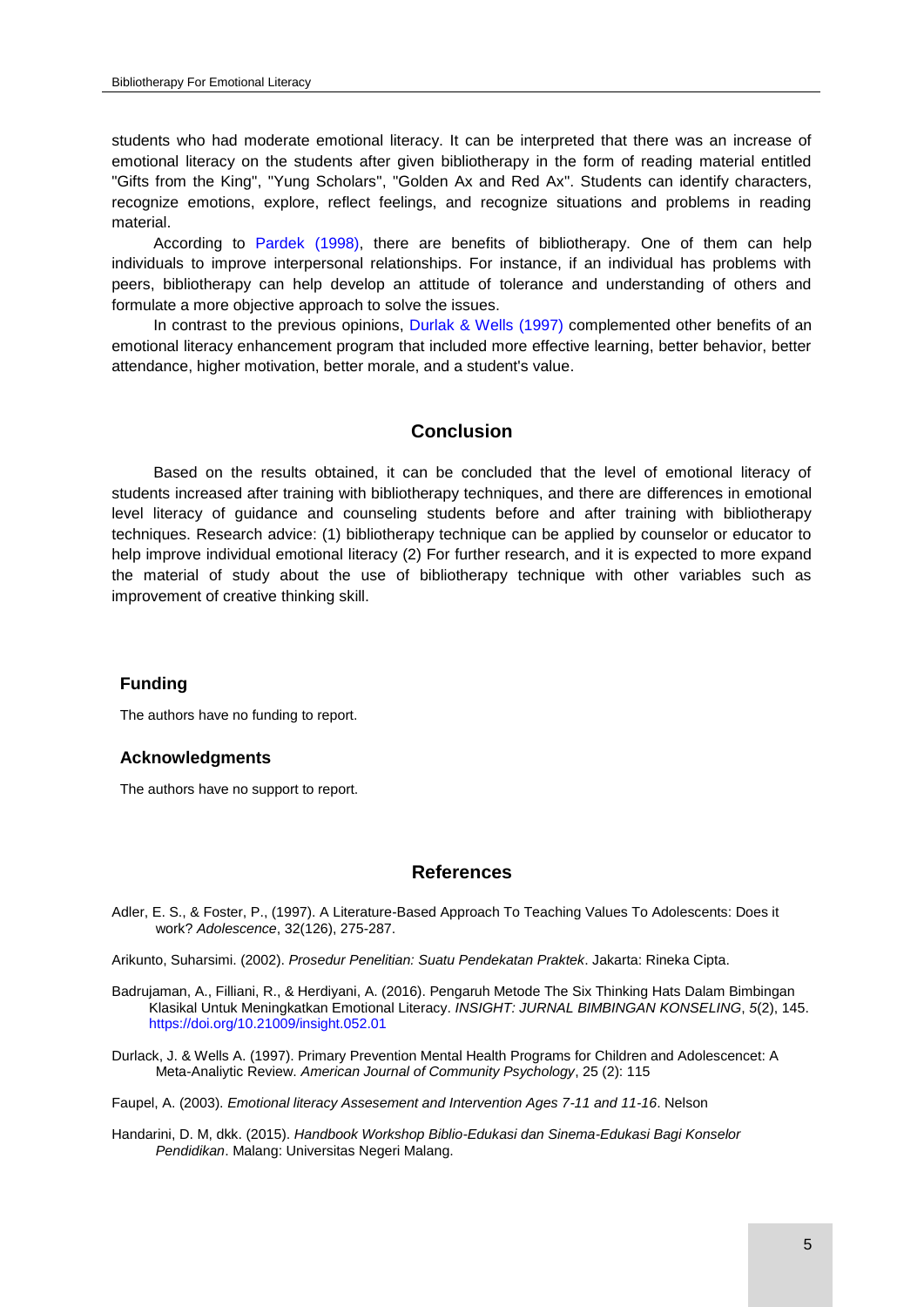students who had moderate emotional literacy. It can be interpreted that there was an increase of emotional literacy on the students after given bibliotherapy in the form of reading material entitled "Gifts from the King", "Yung Scholars", "Golden Ax and Red Ax". Students can identify characters, recognize emotions, explore, reflect feelings, and recognize situations and problems in reading material.

According to Pardek (1998), there are benefits of bibliotherapy. One of them can help individuals to improve interpersonal relationships. For instance, if an individual has problems with peers, bibliotherapy can help develop an attitude of tolerance and understanding of others and formulate a more objective approach to solve the issues.

In contrast to the previous opinions, Durlak & Wells (1997) complemented other benefits of an emotional literacy enhancement program that included more effective learning, better behavior, better attendance, higher motivation, better morale, and a student's value.

## Conclusion

Based on the results obtained, it can be concluded that the level of emotional literacy of students increased after training with bibliotherapy techniques, and there are differences in emotional level literacy of guidance and counseling students before and after training with bibliotherapy techniques. Research advice: (1) bibliotherapy technique can be applied by counselor or educator to help improve individual emotional literacy (2) For further research, and it is expected to more expand the material of study about the use of bibliotherapy technique with other variables such as improvement of creative thinking skill.

### Funding

The authors have no funding to report.

### Acknowledgments

The authors have no support to report.

## References

Adler, E. S., & Foster, P., (1997). A Literature-Based Approach To Teaching Values To Adolescents: Does it work? *Adolescence*, 32(126), 275-287.

Arikunto, Suharsimi. (2002). *Prosedur Penelitian: Suatu Pendekatan Praktek*. Jakarta: Rineka Cipta.

Badrujaman, A., Filliani, R., & Herdiyani, A. (2016). Pengaruh Metode The Six Thinking Hats Dalam Bimbingan Klasikal Untuk Meningkatkan Emotional Literacy. *INSIGHT: JURNAL BIMBINGAN KONSELING*, *5*(2), 145. https://doi.org/10.21009/insight.052.01

Durlack, J. & Wells A. (1997). Primary Prevention Mental Health Programs for Children and Adolescencet: A Meta-Analiytic Review. *American Journal of Community Psychology*, 25 (2): 115

Faupel, A. (2003). *Emotional literacy Assesement and Intervention Ages 7-11 and 11-16*. Nelson

Handarini, D. M, dkk. (2015). *Handbook Workshop Biblio-Edukasi dan Sinema-Edukasi Bagi Konselor Pendidikan*. Malang: Universitas Negeri Malang.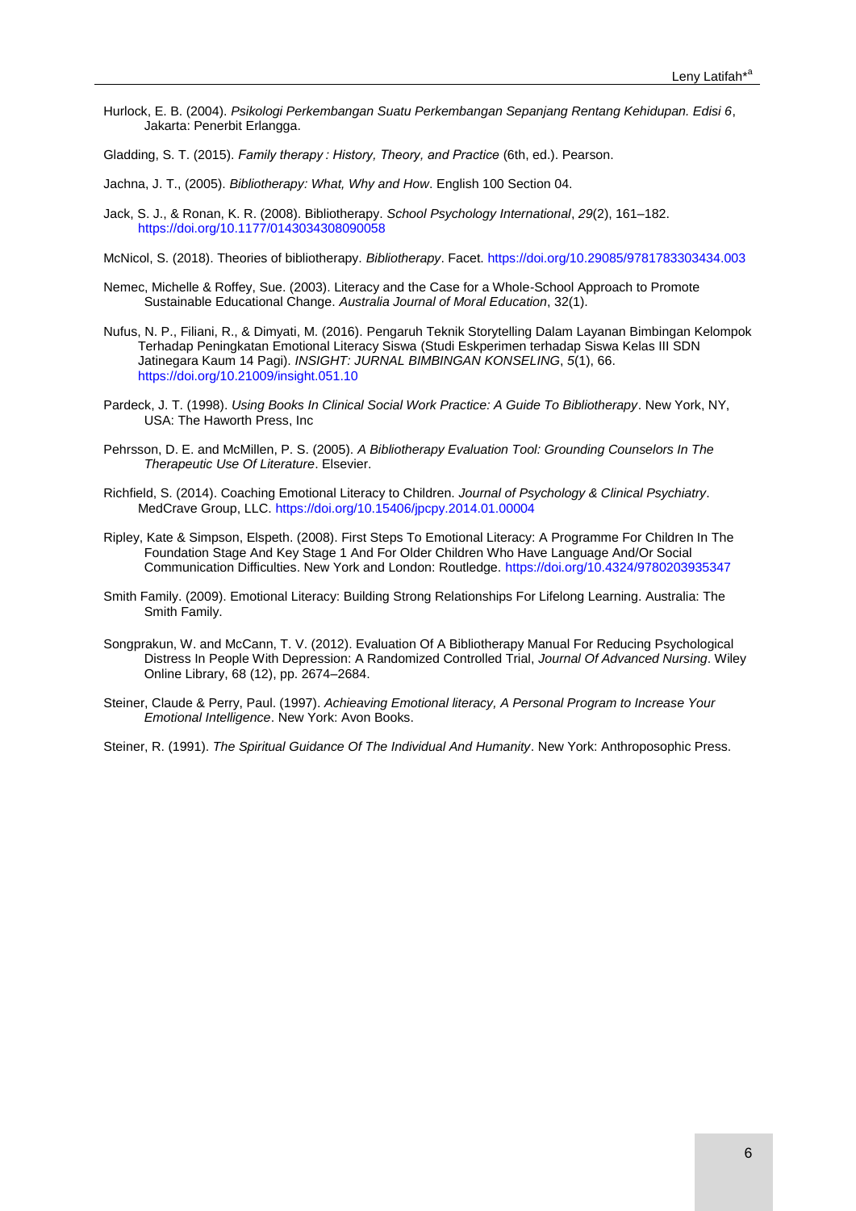Hurlock, E. B. (2004). *Psikologi Perkembangan Suatu Perkembangan Sepanjang Rentang Kehidupan. Edisi 6*, Jakarta: Penerbit Erlangga.

Gladding, S. T. (2015). *Family therapy : History, Theory, and Practice* (6th, ed.). Pearson.

Jachna, J. T., (2005). *Bibliotherapy: What, Why and How*. English 100 Section 04.

Jack, S. J., & Ronan, K. R. (2008). Bibliotherapy. *School Psychology International*, *29*(2), 161–182. https://doi.org/10.1177/0143034308090058

McNicol, S. (2018). Theories of bibliotherapy. *Bibliotherapy*. Facet. https://doi.org/10.29085/9781783303434.003

Nemec, Michelle & Roffey, Sue. (2003). Literacy and the Case for a Whole-School Approach to Promote Sustainable Educational Change. *Australia Journal of Moral Education*, 32(1).

Nufus, N. P., Filiani, R., & Dimyati, M. (2016). Pengaruh Teknik Storytelling Dalam Layanan Bimbingan Kelompok Terhadap Peningkatan Emotional Literacy Siswa (Studi Eskperimen terhadap Siswa Kelas III SDN Jatinegara Kaum 14 Pagi). *INSIGHT: JURNAL BIMBINGAN KONSELING*, *5*(1), 66. https://doi.org/10.21009/insight.051.10

Pardeck, J. T. (1998). *Using Books In Clinical Social Work Practice: A Guide To Bibliotherapy*. New York, NY, USA: The Haworth Press, Inc

Pehrsson, D. E. and McMillen, P. S. (2005). *A Bibliotherapy Evaluation Tool: Grounding Counselors In The Therapeutic Use Of Literature*. Elsevier.

Richfield, S. (2014). Coaching Emotional Literacy to Children. *Journal of Psychology & Clinical Psychiatry*. MedCrave Group, LLC. https://doi.org/10.15406/jpcpy.2014.01.00004

Ripley, Kate & Simpson, Elspeth. (2008). First Steps To Emotional Literacy: A Programme For Children In The Foundation Stage And Key Stage 1 And For Older Children Who Have Language And/Or Social Communication Difficulties. New York and London: Routledge. https://doi.org/10.4324/9780203935347

Smith Family. (2009). Emotional Literacy: Building Strong Relationships For Lifelong Learning. Australia: The Smith Family.

Songprakun, W. and McCann, T. V. (2012). Evaluation Of A Bibliotherapy Manual For Reducing Psychological Distress In People With Depression: A Randomized Controlled Trial, *Journal Of Advanced Nursing*. Wiley Online Library, 68 (12), pp. 2674–2684.

Steiner, Claude & Perry, Paul. (1997). *Achieaving Emotional literacy, A Personal Program to Increase Your Emotional Intelligence*. New York: Avon Books.

Steiner, R. (1991). *The Spiritual Guidance Of The Individual And Humanity*. New York: Anthroposophic Press.